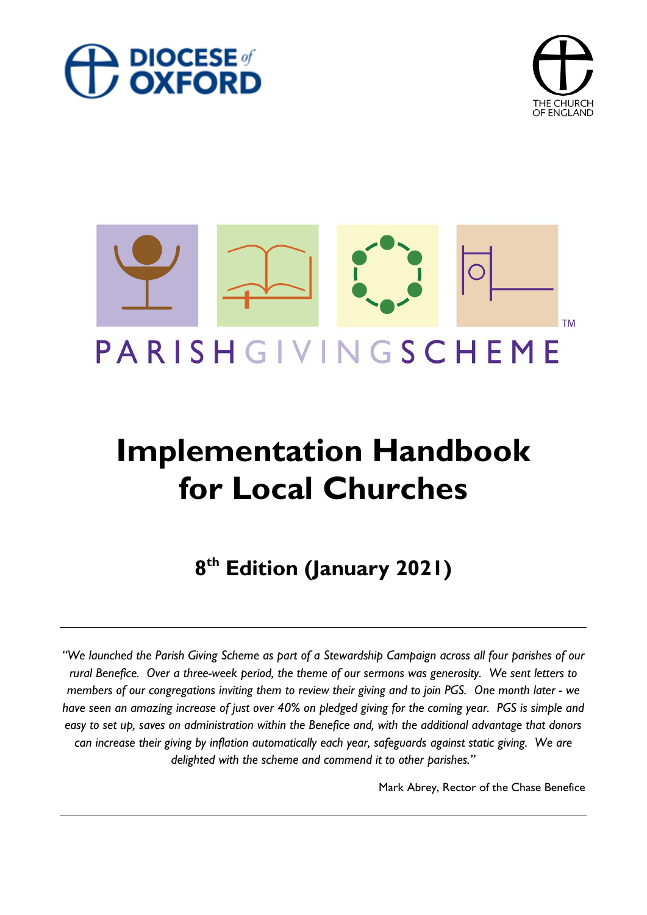DIOCESE of OXFORD

THE CHURCH OF ENGLAND

PARISH GIVING SCHEME™

# Implementation Handbook for Local Churches

## 8th Edition (January 2021)

---

*"We launched the Parish Giving Scheme as part of a Stewardship Campaign across all four parishes of our rural Benefice. Over a three-week period, the theme of our sermons was generosity. We sent letters to members of our congregations inviting them to review their giving and to join PGS. One month later - we have seen an amazing increase of just over 40% on pledged giving for the coming year. PGS is simple and easy to set up, saves on administration within the Benefice and, with the additional advantage that donors can increase their giving by inflation automatically each year, safeguards against static giving. We are delighted with the scheme and commend it to other parishes."*

Mark Abrey, Rector of the Chase Benefice

---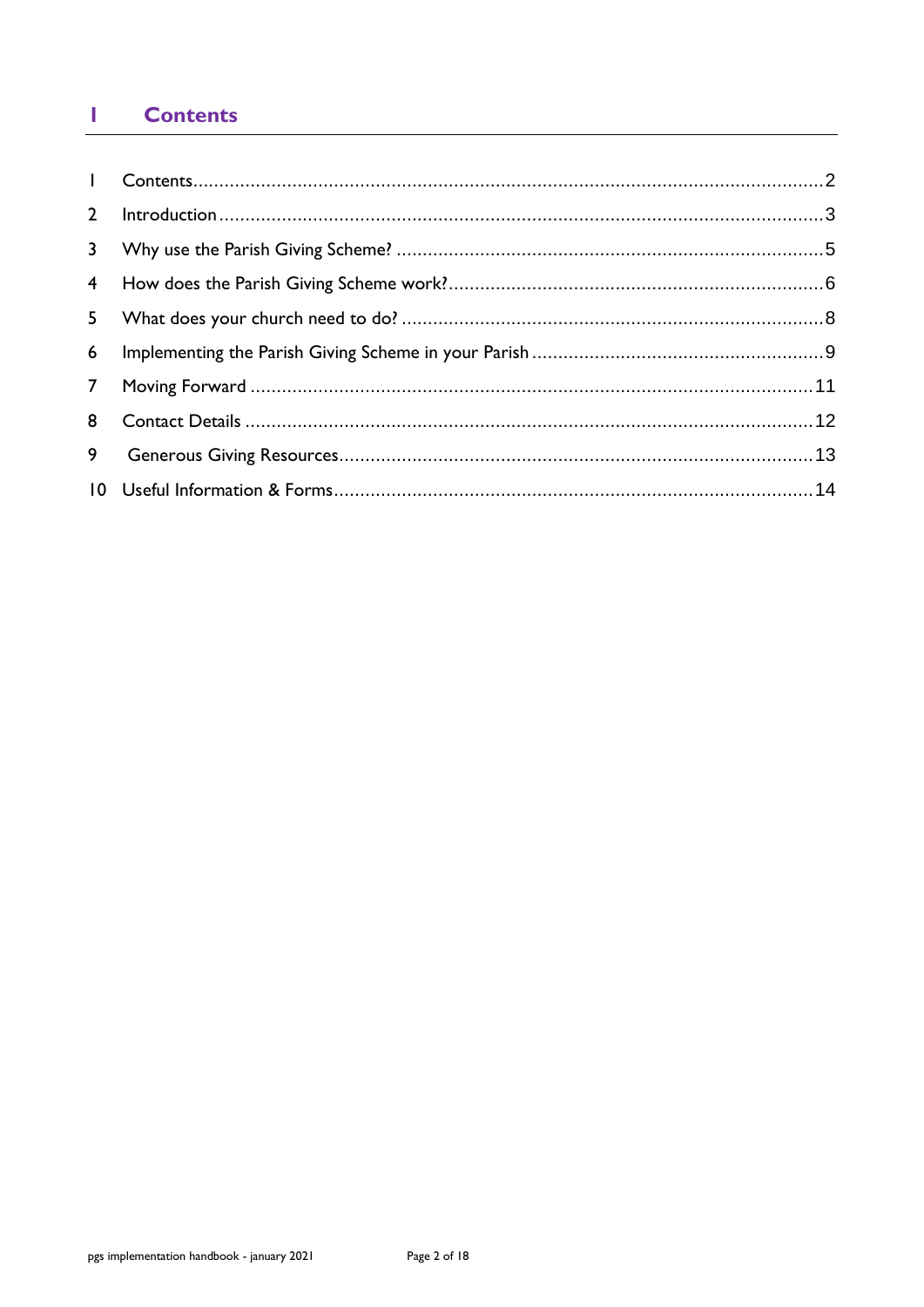# 1 Contents

| | | |
|---|---|---|
| 1 | Contents | 2 |
| 2 | Introduction | 3 |
| 3 | Why use the Parish Giving Scheme? | 5 |
| 4 | How does the Parish Giving Scheme work? | 6 |
| 5 | What does your church need to do? | 8 |
| 6 | Implementing the Parish Giving Scheme in your Parish | 9 |
| 7 | Moving Forward | 11 |
| 8 | Contact Details | 12 |
| 9 | Generous Giving Resources | 13 |
| 10 | Useful Information & Forms | 14 |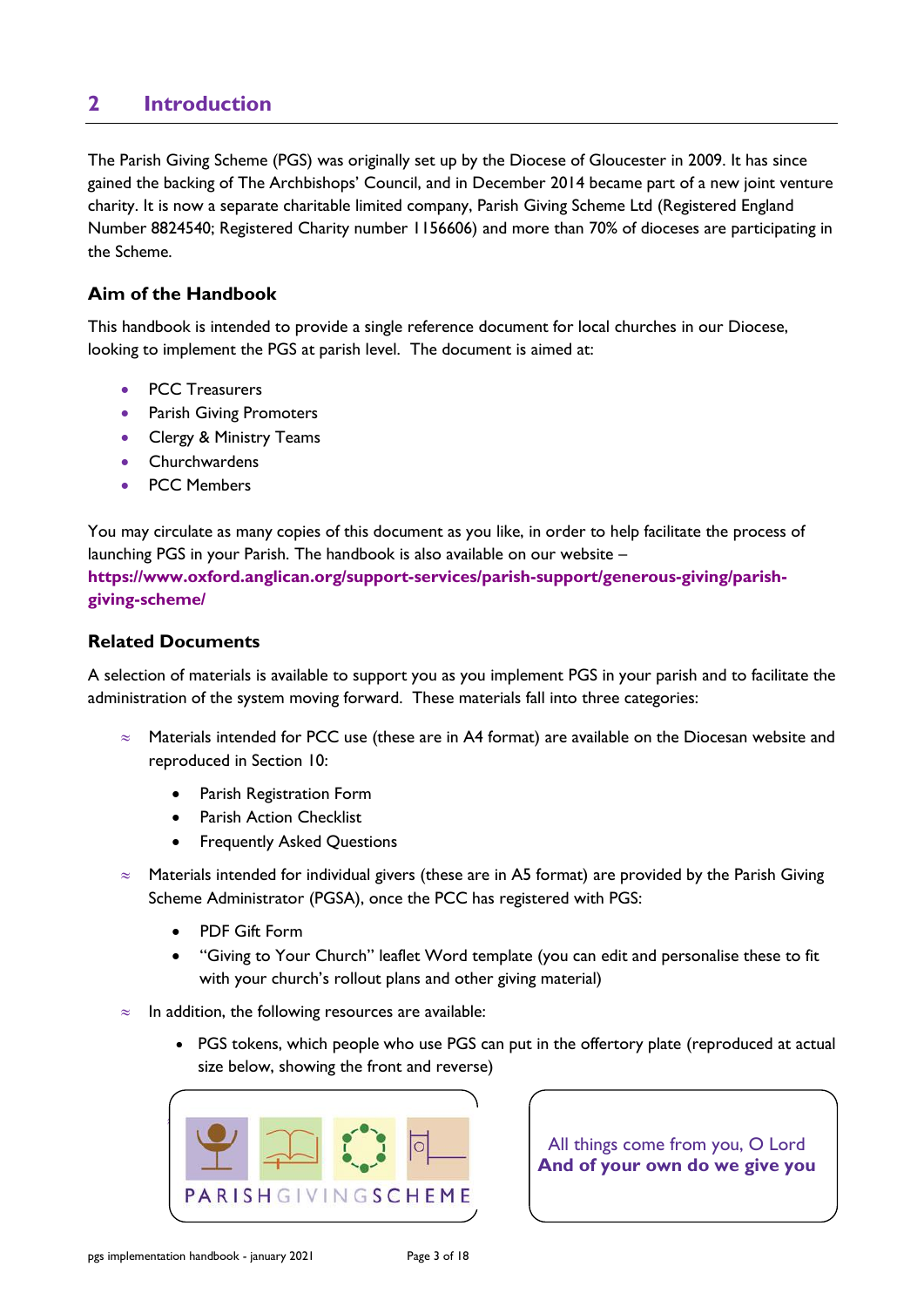## 2 Introduction

The Parish Giving Scheme (PGS) was originally set up by the Diocese of Gloucester in 2009. It has since gained the backing of The Archbishops' Council, and in December 2014 became part of a new joint venture charity. It is now a separate charitable limited company, Parish Giving Scheme Ltd (Registered England Number 8824540; Registered Charity number 1156606) and more than 70% of dioceses are participating in the Scheme.

### Aim of the Handbook

This handbook is intended to provide a single reference document for local churches in our Diocese, looking to implement the PGS at parish level. The document is aimed at:

- PCC Treasurers
- Parish Giving Promoters
- Clergy & Ministry Teams
- Churchwardens
- PCC Members

You may circulate as many copies of this document as you like, in order to help facilitate the process of launching PGS in your Parish. The handbook is also available on our website – **https://www.oxford.anglican.org/support-services/parish-support/generous-giving/parish-giving-scheme/**

### Related Documents

A selection of materials is available to support you as you implement PGS in your parish and to facilitate the administration of the system moving forward. These materials fall into three categories:

- Materials intended for PCC use (these are in A4 format) are available on the Diocesan website and reproduced in Section 10:
  - Parish Registration Form
  - Parish Action Checklist
  - Frequently Asked Questions
- Materials intended for individual givers (these are in A5 format) are provided by the Parish Giving Scheme Administrator (PGSA), once the PCC has registered with PGS:
  - PDF Gift Form
  - "Giving to Your Church" leaflet Word template (you can edit and personalise these to fit with your church's rollout plans and other giving material)
- In addition, the following resources are available:
  - PGS tokens, which people who use PGS can put in the offertory plate (reproduced at actual size below, showing the front and reverse)

PARISHGIVINGSCHEME

All things come from you, O Lord
**And of your own do we give you**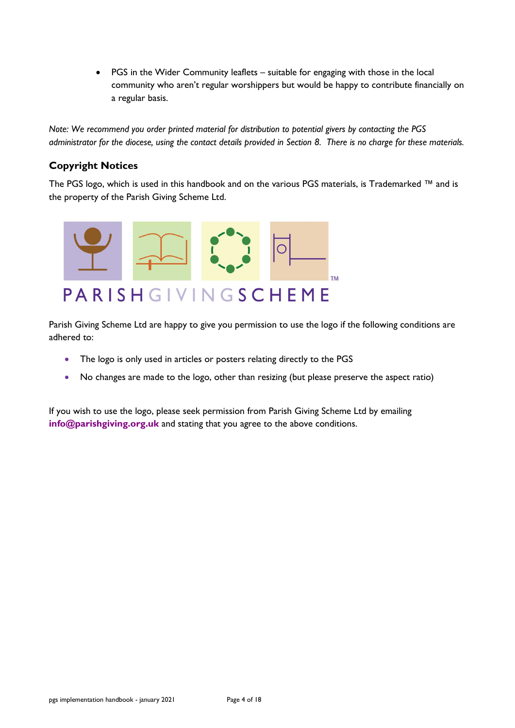- PGS in the Wider Community leaflets – suitable for engaging with those in the local community who aren't regular worshippers but would be happy to contribute financially on a regular basis.

*Note: We recommend you order printed material for distribution to potential givers by contacting the PGS administrator for the diocese, using the contact details provided in Section 8. There is no charge for these materials.*

## Copyright Notices

The PGS logo, which is used in this handbook and on the various PGS materials, is Trademarked ™ and is the property of the Parish Giving Scheme Ltd.

Parish Giving Scheme Ltd are happy to give you permission to use the logo if the following conditions are adhered to:

- The logo is only used in articles or posters relating directly to the PGS
- No changes are made to the logo, other than resizing (but please preserve the aspect ratio)

If you wish to use the logo, please seek permission from Parish Giving Scheme Ltd by emailing **info@parishgiving.org.uk** and stating that you agree to the above conditions.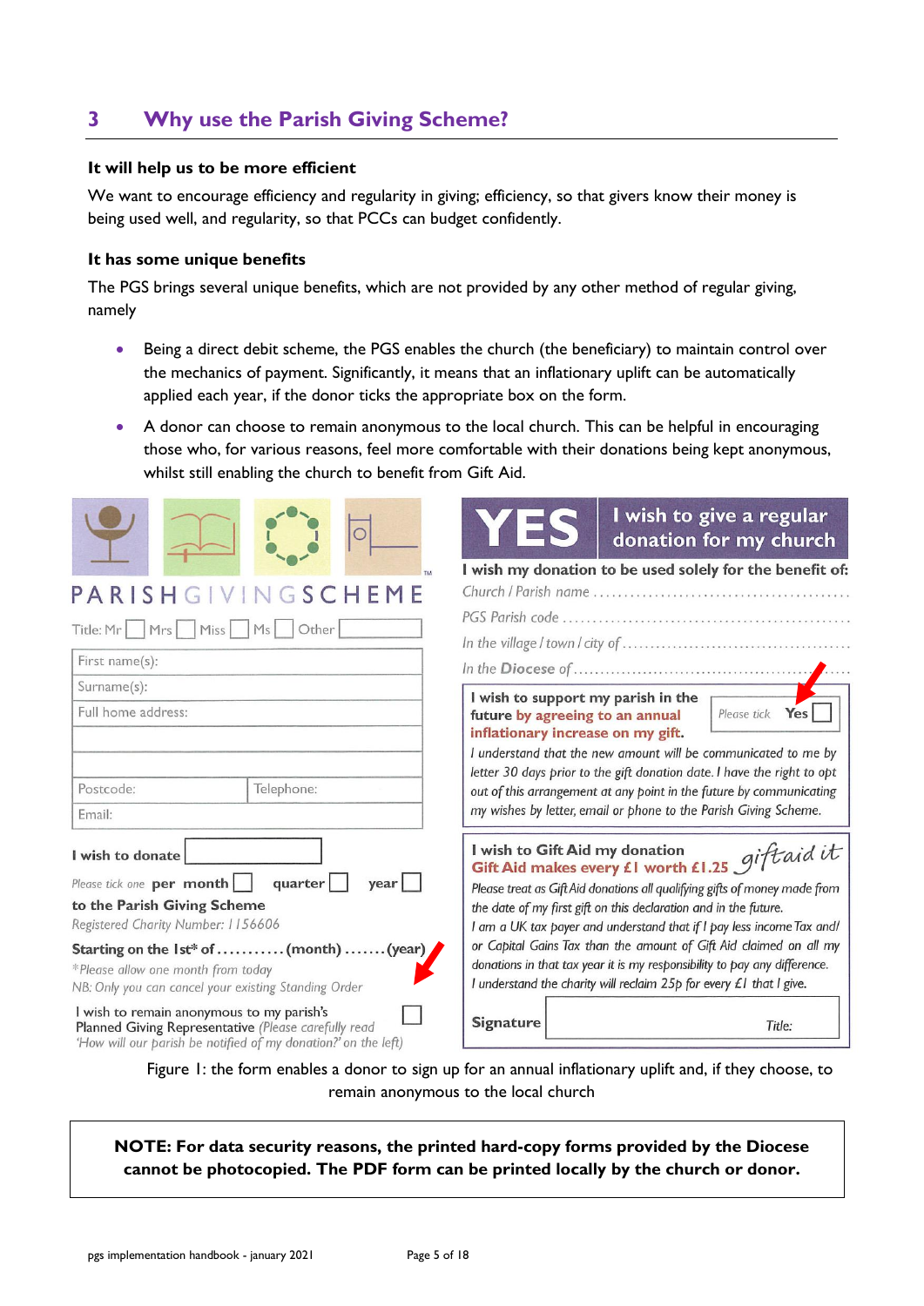## 3 Why use the Parish Giving Scheme?

### It will help us to be more efficient

We want to encourage efficiency and regularity in giving; efficiency, so that givers know their money is being used well, and regularity, so that PCCs can budget confidently.

### It has some unique benefits

The PGS brings several unique benefits, which are not provided by any other method of regular giving, namely

- Being a direct debit scheme, the PGS enables the church (the beneficiary) to maintain control over the mechanics of payment. Significantly, it means that an inflationary uplift can be automatically applied each year, if the donor ticks the appropriate box on the form.
- A donor can choose to remain anonymous to the local church. This can be helpful in encouraging those who, for various reasons, feel more comfortable with their donations being kept anonymous, whilst still enabling the church to benefit from Gift Aid.

PARISHGIVINGSCHEME

Title: Mr ☐ Mrs ☐ Miss ☐ Ms ☐ Other ☐

First name(s):
Surname(s):
Full home address:

Postcode: Telephone:
Email:

I wish to donate ☐

*Please tick one* per month ☐ quarter ☐ year ☐

to the Parish Giving Scheme

*Registered Charity Number: 1156606*

Starting on the 1st* of ..........(month) .......(year)

*\*Please allow one month from today*

*NB: Only you can cancel your existing Standing Order*

I wish to remain anonymous to my parish's Planned Giving Representative *(Please carefully read 'How will our parish be notified of my donation?' on the left)* ☐

**YES** I wish to give a regular donation for my church

**I wish my donation to be used solely for the benefit of:**

*Church / Parish name* ..........

*PGS Parish code* ..........

*In the village / town / city of* ..........

*In the* **Diocese** *of* ..........

**I wish to support my parish in the future by agreeing to an annual inflationary increase on my gift.** *Please tick* **Yes** ☐

*I understand that the new amount will be communicated to me by letter 30 days prior to the gift donation date. I have the right to opt out of this arrangement at any point in the future by communicating my wishes by letter, email or phone to the Parish Giving Scheme.*

**I wish to Gift Aid my donation** *giftaid it*

**Gift Aid makes every £1 worth £1.25**

*Please treat as Gift Aid donations all qualifying gifts of money made from the date of my first gift on this declaration and in the future.*

*I am a UK tax payer and understand that if I pay less Income Tax and/or Capital Gains Tax than the amount of Gift Aid claimed on all my donations in that tax year it is my responsibility to pay any difference.*

*I understand the charity will reclaim 25p for every £1 that I give.*

**Signature** *Title:*

Figure 1: the form enables a donor to sign up for an annual inflationary uplift and, if they choose, to remain anonymous to the local church

**NOTE: For data security reasons, the printed hard-copy forms provided by the Diocese cannot be photocopied. The PDF form can be printed locally by the church or donor.**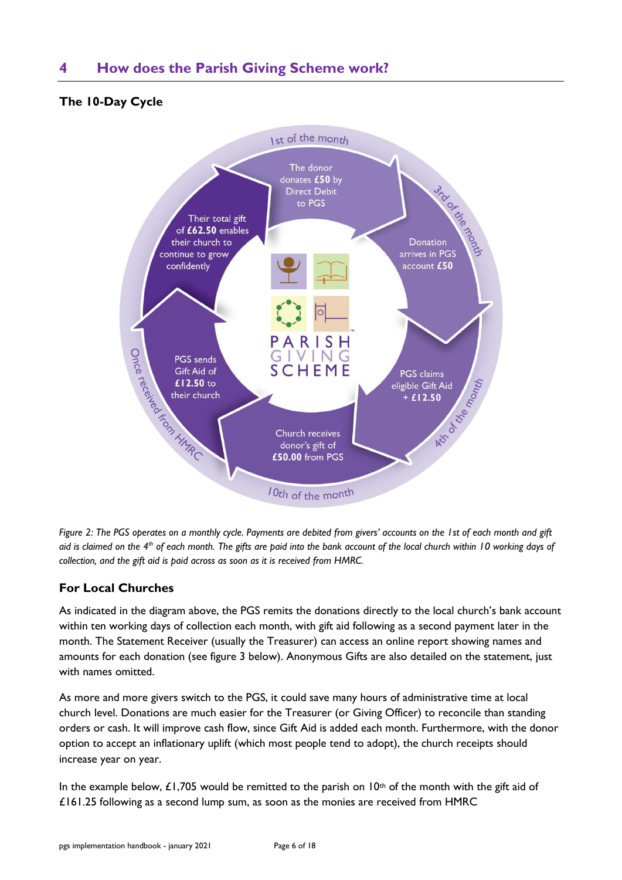## 4 How does the Parish Giving Scheme work?

### The 10-Day Cycle

1st of the month

The donor donates **£50** by Direct Debit to PGS

3rd of the month

Donation arrives in PGS account **£50**

4th of the month

PGS claims eligible Gift Aid + **£12.50**

10th of the month

Church receives donor's gift of **£50.00** from PGS

Once received from HMRC

PGS sends Gift Aid of **£12.50** to their church

Their total gift of **£62.50** enables their church to continue to grow confidently

PARISH GIVING SCHEME

*Figure 2: The PGS operates on a monthly cycle. Payments are debited from givers' accounts on the 1st of each month and gift aid is claimed on the 4th of each month. The gifts are paid into the bank account of the local church within 10 working days of collection, and the gift aid is paid across as soon as it is received from HMRC.*

### For Local Churches

As indicated in the diagram above, the PGS remits the donations directly to the local church's bank account within ten working days of collection each month, with gift aid following as a second payment later in the month. The Statement Receiver (usually the Treasurer) can access an online report showing names and amounts for each donation (see figure 3 below). Anonymous Gifts are also detailed on the statement, just with names omitted.

As more and more givers switch to the PGS, it could save many hours of administrative time at local church level. Donations are much easier for the Treasurer (or Giving Officer) to reconcile than standing orders or cash. It will improve cash flow, since Gift Aid is added each month. Furthermore, with the donor option to accept an inflationary uplift (which most people tend to adopt), the church receipts should increase year on year.

In the example below, £1,705 would be remitted to the parish on 10th of the month with the gift aid of £161.25 following as a second lump sum, as soon as the monies are received from HMRC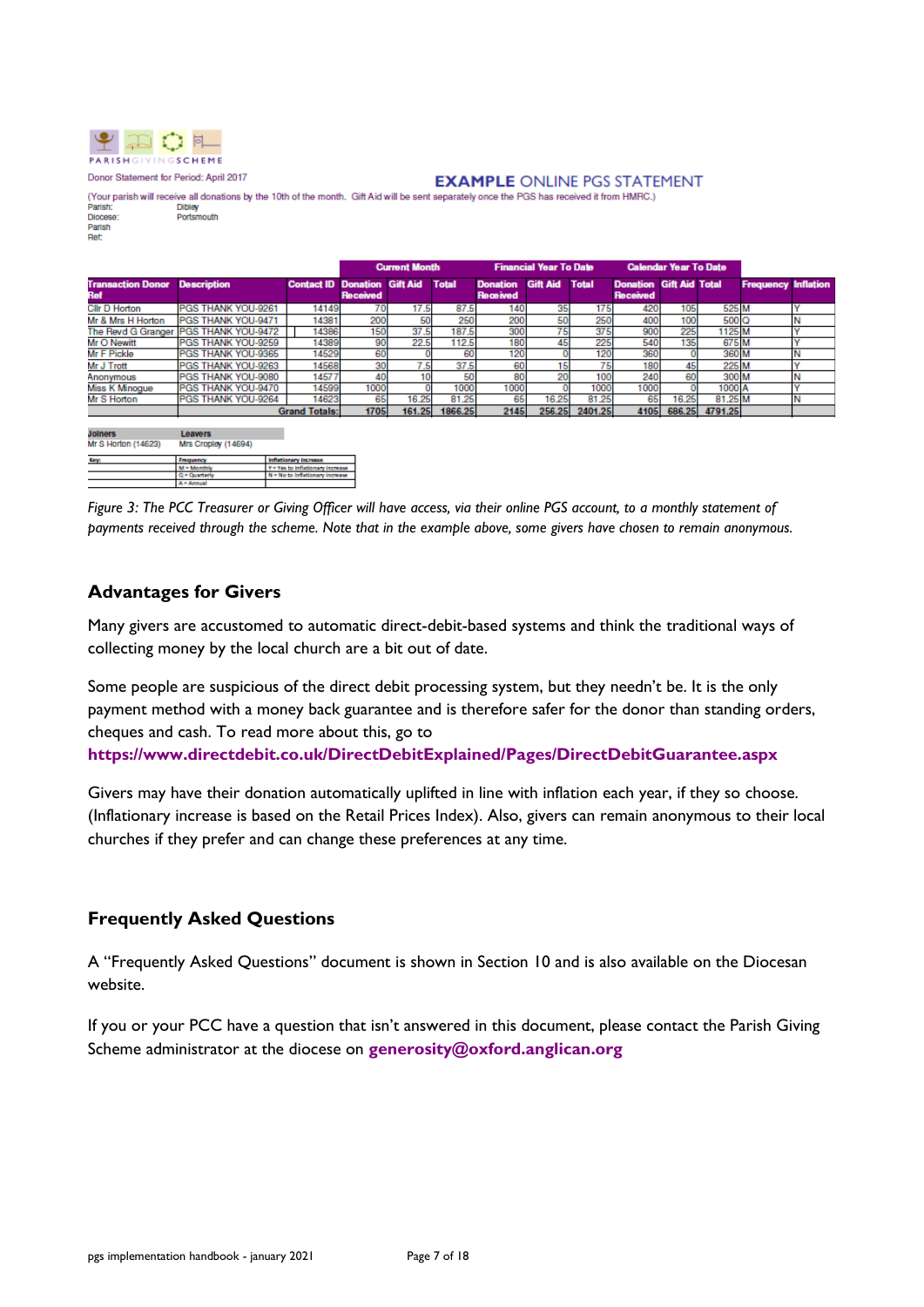PARISH GIVING SCHEME

Donor Statement for Period: April 2017

**EXAMPLE ONLINE PGS STATEMENT**

(Your parish will receive all donations by the 10th of the month. Gift Aid will be sent separately once the PGS has received it from HMRC.)

Parish: Dibley
Diocese: Portsmouth
Parish Ref:

| Transaction Donor Ref | Description | Contact ID | Current Month | | | Financial Year To Date | | | Calendar Year To Date | | | Frequency | Inflation |
|---|---|---|---|---|---|---|---|---|---|---|---|---|---|
| | | | Donation Received | Gift Aid | Total | Donation Received | Gift Aid | Total | Donation Received | Gift Aid | Total | | |
| Cllr D Horton | PGS THANK YOU-9261 | 14149 | 70 | 17.5 | 87.5 | 140 | 35 | 175 | 420 | 105 | 525 | M | Y |
| Mr & Mrs H Horton | PGS THANK YOU-9471 | 14381 | 200 | 50 | 250 | 200 | 50 | 250 | 400 | 100 | 500 | Q | N |
| The Revd G Granger | PGS THANK YOU-9472 | 14386 | 150 | 37.5 | 187.5 | 300 | 75 | 375 | 900 | 225 | 1125 | M | Y |
| Mr O Newitt | PGS THANK YOU-9259 | 14389 | 90 | 22.5 | 112.5 | 180 | 45 | 225 | 540 | 135 | 675 | M | Y |
| Mr F Pickle | PGS THANK YOU-9365 | 14529 | 60 | 0 | 60 | 120 | 0 | 120 | 360 | 0 | 360 | M | N |
| Mr J Trott | PGS THANK YOU-9263 | 14568 | 30 | 7.5 | 37.5 | 60 | 15 | 75 | 180 | 45 | 225 | M | Y |
| Anonymous | PGS THANK YOU-9080 | 14577 | 40 | 10 | 50 | 80 | 20 | 100 | 240 | 60 | 300 | M | N |
| Miss K Minogue | PGS THANK YOU-9470 | 14599 | 1000 | 0 | 1000 | 1000 | 0 | 1000 | 1000 | 0 | 1000 | A | Y |
| Mr S Horton | PGS THANK YOU-9264 | 14623 | 65 | 16.25 | 81.25 | 65 | 16.25 | 81.25 | 65 | 16.25 | 81.25 | M | N |
| | | Grand Totals: | 1705 | 161.25 | 1866.25 | 2145 | 256.25 | 2401.25 | 4105 | 686.25 | 4791.25 | | |

| Joiners | Leavers |
|---|---|
| Mr S Horton (14623) | Mrs Cropley (14694) |

| Key: | Frequency | Inflationary Increase |
|---|---|---|
| | M = Monthly | Y = Yes to inflationary increase |
| | Q = Quarterly | N = No to inflationary increase |
| | A = Annual | |

*Figure 3: The PCC Treasurer or Giving Officer will have access, via their online PGS account, to a monthly statement of payments received through the scheme. Note that in the example above, some givers have chosen to remain anonymous.*

## Advantages for Givers

Many givers are accustomed to automatic direct-debit-based systems and think the traditional ways of collecting money by the local church are a bit out of date.

Some people are suspicious of the direct debit processing system, but they needn't be. It is the only payment method with a money back guarantee and is therefore safer for the donor than standing orders, cheques and cash. To read more about this, go to **https://www.directdebit.co.uk/DirectDebitExplained/Pages/DirectDebitGuarantee.aspx**

Givers may have their donation automatically uplifted in line with inflation each year, if they so choose. (Inflationary increase is based on the Retail Prices Index). Also, givers can remain anonymous to their local churches if they prefer and can change these preferences at any time.

## Frequently Asked Questions

A "Frequently Asked Questions" document is shown in Section 10 and is also available on the Diocesan website.

If you or your PCC have a question that isn't answered in this document, please contact the Parish Giving Scheme administrator at the diocese on **generosity@oxford.anglican.org**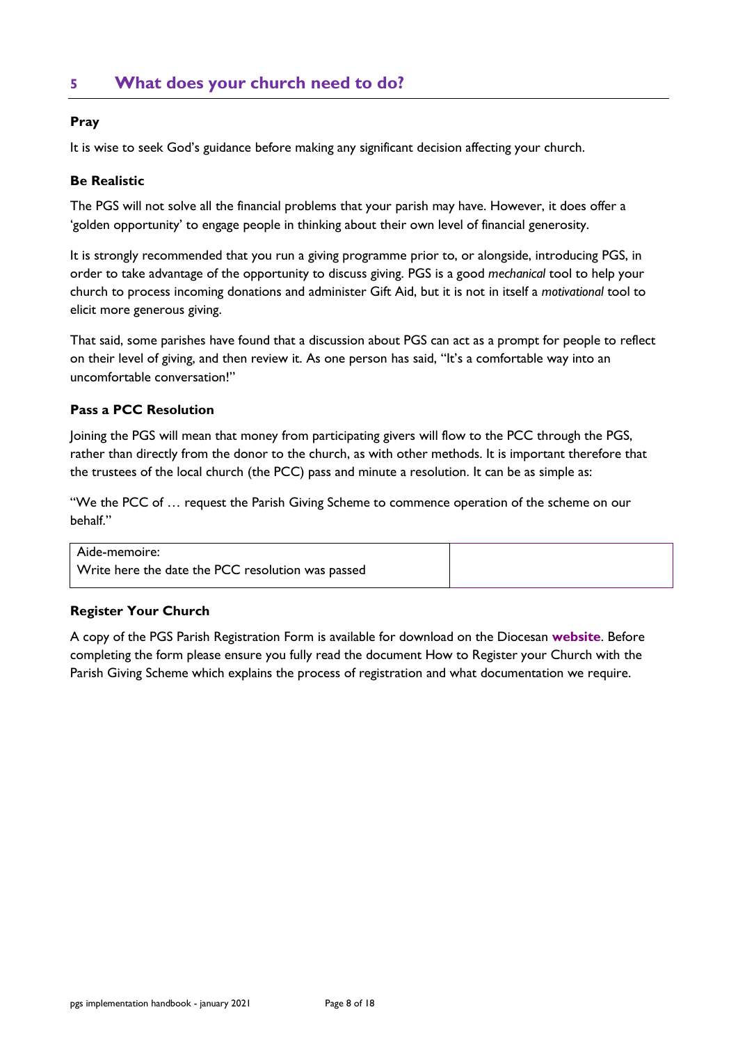## 5 What does your church need to do?

**Pray**

It is wise to seek God's guidance before making any significant decision affecting your church.

**Be Realistic**

The PGS will not solve all the financial problems that your parish may have. However, it does offer a 'golden opportunity' to engage people in thinking about their own level of financial generosity.

It is strongly recommended that you run a giving programme prior to, or alongside, introducing PGS, in order to take advantage of the opportunity to discuss giving. PGS is a good *mechanical* tool to help your church to process incoming donations and administer Gift Aid, but it is not in itself a *motivational* tool to elicit more generous giving.

That said, some parishes have found that a discussion about PGS can act as a prompt for people to reflect on their level of giving, and then review it. As one person has said, "It's a comfortable way into an uncomfortable conversation!"

**Pass a PCC Resolution**

Joining the PGS will mean that money from participating givers will flow to the PCC through the PGS, rather than directly from the donor to the church, as with other methods. It is important therefore that the trustees of the local church (the PCC) pass and minute a resolution. It can be as simple as:

"We the PCC of … request the Parish Giving Scheme to commence operation of the scheme on our behalf."

| Aide-memoire:<br>Write here the date the PCC resolution was passed | |
|---|---|

**Register Your Church**

A copy of the PGS Parish Registration Form is available for download on the Diocesan **website**. Before completing the form please ensure you fully read the document How to Register your Church with the Parish Giving Scheme which explains the process of registration and what documentation we require.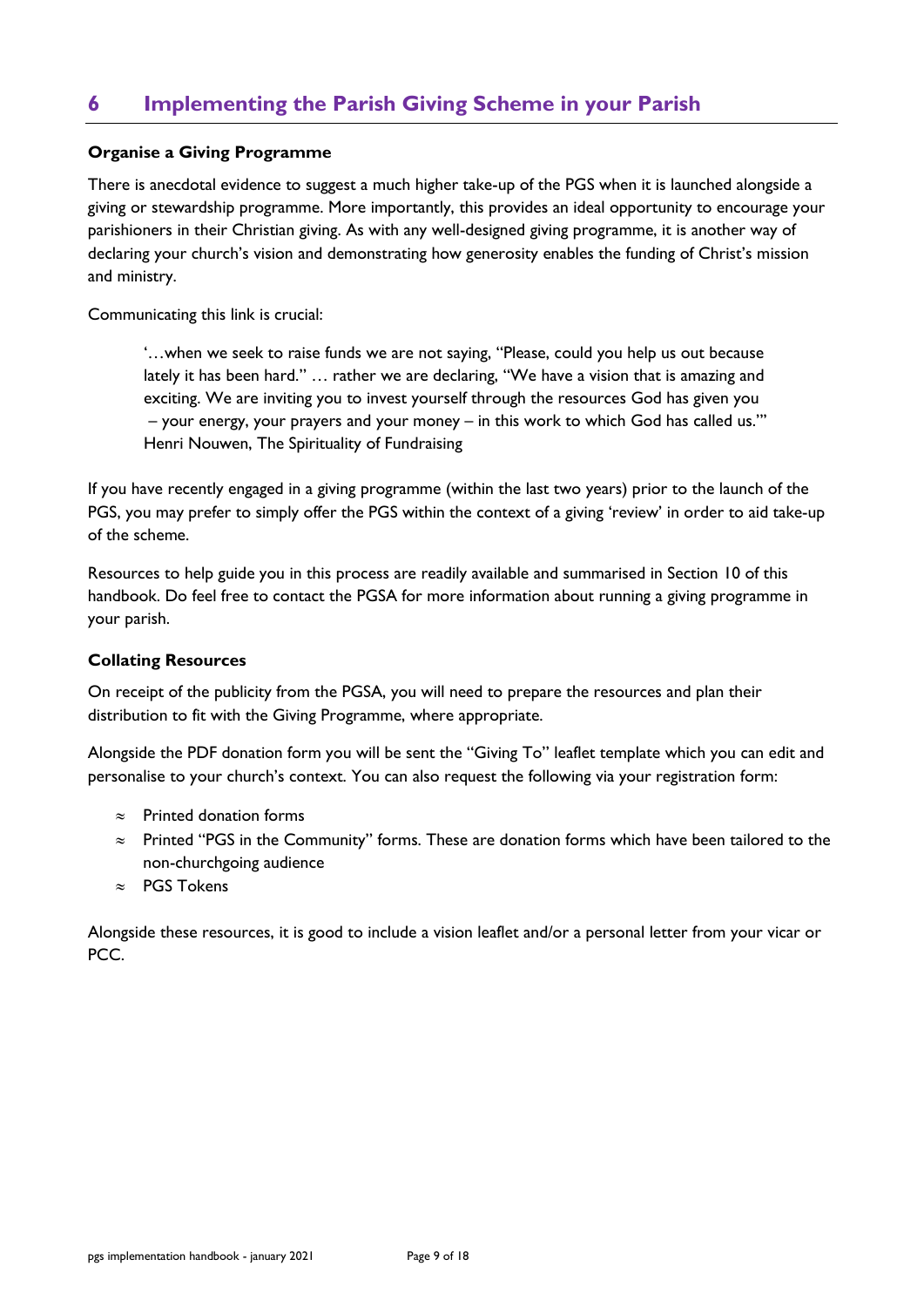## 6 Implementing the Parish Giving Scheme in your Parish

### Organise a Giving Programme

There is anecdotal evidence to suggest a much higher take-up of the PGS when it is launched alongside a giving or stewardship programme. More importantly, this provides an ideal opportunity to encourage your parishioners in their Christian giving. As with any well-designed giving programme, it is another way of declaring your church's vision and demonstrating how generosity enables the funding of Christ's mission and ministry.

Communicating this link is crucial:

> '…when we seek to raise funds we are not saying, "Please, could you help us out because lately it has been hard." … rather we are declaring, "We have a vision that is amazing and exciting. We are inviting you to invest yourself through the resources God has given you – your energy, your prayers and your money – in this work to which God has called us."'
> Henri Nouwen, The Spirituality of Fundraising

If you have recently engaged in a giving programme (within the last two years) prior to the launch of the PGS, you may prefer to simply offer the PGS within the context of a giving 'review' in order to aid take-up of the scheme.

Resources to help guide you in this process are readily available and summarised in Section 10 of this handbook. Do feel free to contact the PGSA for more information about running a giving programme in your parish.

### Collating Resources

On receipt of the publicity from the PGSA, you will need to prepare the resources and plan their distribution to fit with the Giving Programme, where appropriate.

Alongside the PDF donation form you will be sent the "Giving To" leaflet template which you can edit and personalise to your church's context. You can also request the following via your registration form:

- Printed donation forms
- Printed "PGS in the Community" forms. These are donation forms which have been tailored to the non-churchgoing audience
- PGS Tokens

Alongside these resources, it is good to include a vision leaflet and/or a personal letter from your vicar or PCC.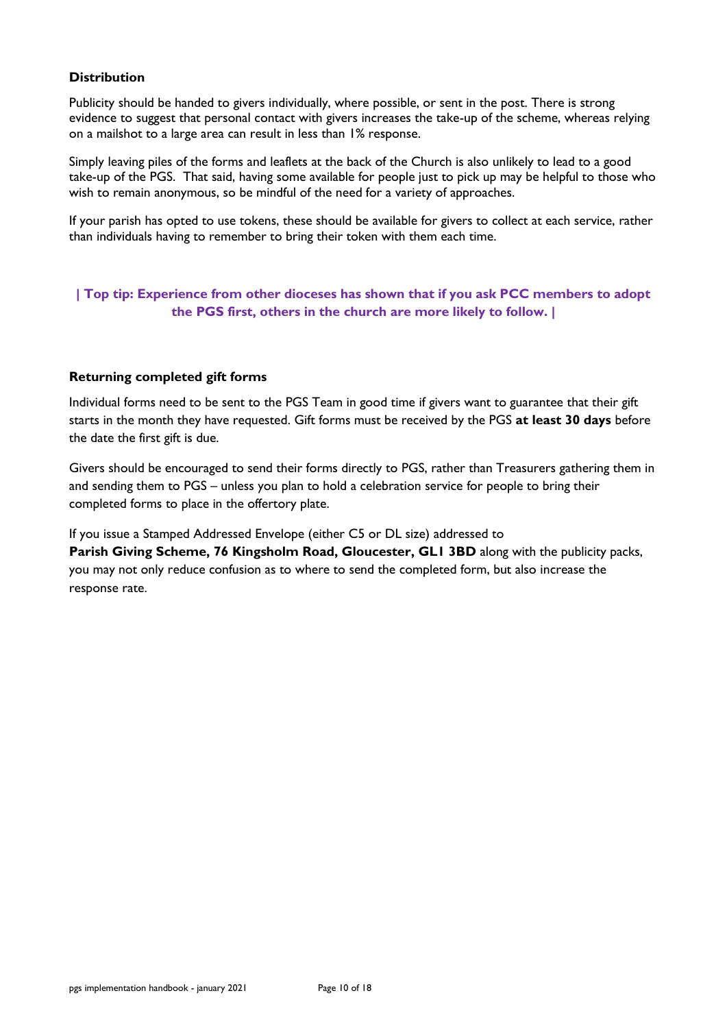### Distribution

Publicity should be handed to givers individually, where possible, or sent in the post. There is strong evidence to suggest that personal contact with givers increases the take-up of the scheme, whereas relying on a mailshot to a large area can result in less than 1% response.

Simply leaving piles of the forms and leaflets at the back of the Church is also unlikely to lead to a good take-up of the PGS. That said, having some available for people just to pick up may be helpful to those who wish to remain anonymous, so be mindful of the need for a variety of approaches.

If your parish has opted to use tokens, these should be available for givers to collect at each service, rather than individuals having to remember to bring their token with them each time.

**| Top tip: Experience from other dioceses has shown that if you ask PCC members to adopt the PGS first, others in the church are more likely to follow. |**

### Returning completed gift forms

Individual forms need to be sent to the PGS Team in good time if givers want to guarantee that their gift starts in the month they have requested. Gift forms must be received by the PGS **at least 30 days** before the date the first gift is due.

Givers should be encouraged to send their forms directly to PGS, rather than Treasurers gathering them in and sending them to PGS – unless you plan to hold a celebration service for people to bring their completed forms to place in the offertory plate.

If you issue a Stamped Addressed Envelope (either C5 or DL size) addressed to **Parish Giving Scheme, 76 Kingsholm Road, Gloucester, GL1 3BD** along with the publicity packs, you may not only reduce confusion as to where to send the completed form, but also increase the response rate.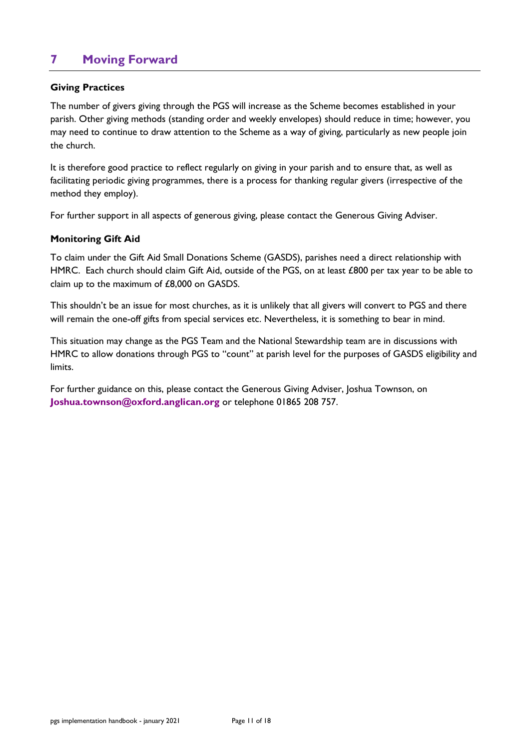# 7 Moving Forward

**Giving Practices**

The number of givers giving through the PGS will increase as the Scheme becomes established in your parish. Other giving methods (standing order and weekly envelopes) should reduce in time; however, you may need to continue to draw attention to the Scheme as a way of giving, particularly as new people join the church.

It is therefore good practice to reflect regularly on giving in your parish and to ensure that, as well as facilitating periodic giving programmes, there is a process for thanking regular givers (irrespective of the method they employ).

For further support in all aspects of generous giving, please contact the Generous Giving Adviser.

**Monitoring Gift Aid**

To claim under the Gift Aid Small Donations Scheme (GASDS), parishes need a direct relationship with HMRC. Each church should claim Gift Aid, outside of the PGS, on at least £800 per tax year to be able to claim up to the maximum of £8,000 on GASDS.

This shouldn't be an issue for most churches, as it is unlikely that all givers will convert to PGS and there will remain the one-off gifts from special services etc. Nevertheless, it is something to bear in mind.

This situation may change as the PGS Team and the National Stewardship team are in discussions with HMRC to allow donations through PGS to "count" at parish level for the purposes of GASDS eligibility and limits.

For further guidance on this, please contact the Generous Giving Adviser, Joshua Townson, on **Joshua.townson@oxford.anglican.org** or telephone 01865 208 757.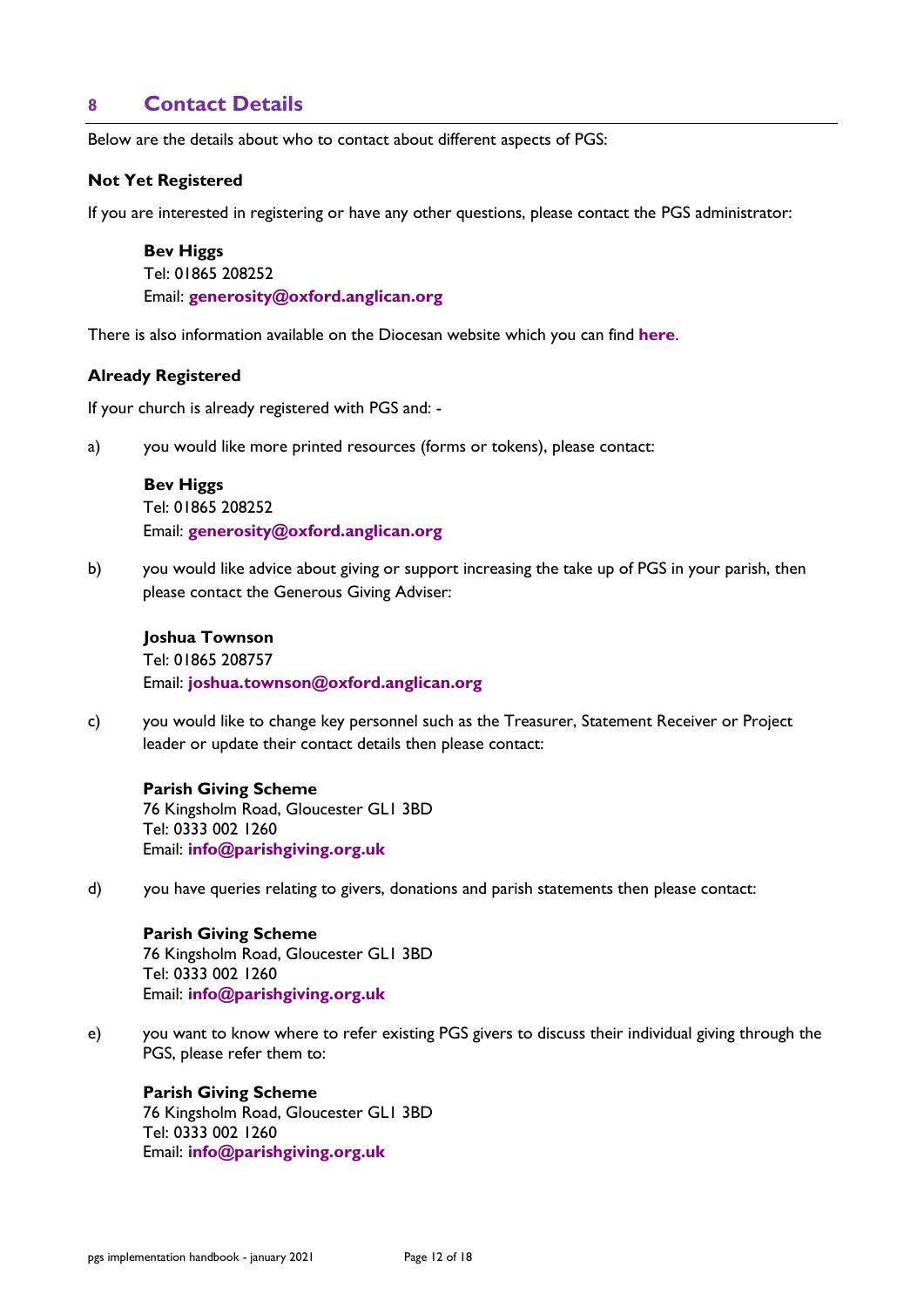## 8 Contact Details

Below are the details about who to contact about different aspects of PGS:

### Not Yet Registered

If you are interested in registering or have any other questions, please contact the PGS administrator:

> **Bev Higgs**
> Tel: 01865 208252
> Email: **generosity@oxford.anglican.org**

There is also information available on the Diocesan website which you can find **here**.

### Already Registered

If your church is already registered with PGS and: -

a) you would like more printed resources (forms or tokens), please contact:

> **Bev Higgs**
> Tel: 01865 208252
> Email: **generosity@oxford.anglican.org**

b) you would like advice about giving or support increasing the take up of PGS in your parish, then please contact the Generous Giving Adviser:

> **Joshua Townson**
> Tel: 01865 208757
> Email: **joshua.townson@oxford.anglican.org**

c) you would like to change key personnel such as the Treasurer, Statement Receiver or Project leader or update their contact details then please contact:

> **Parish Giving Scheme**
> 76 Kingsholm Road, Gloucester GL1 3BD
> Tel: 0333 002 1260
> Email: **info@parishgiving.org.uk**

d) you have queries relating to givers, donations and parish statements then please contact:

> **Parish Giving Scheme**
> 76 Kingsholm Road, Gloucester GL1 3BD
> Tel: 0333 002 1260
> Email: **info@parishgiving.org.uk**

e) you want to know where to refer existing PGS givers to discuss their individual giving through the PGS, please refer them to:

> **Parish Giving Scheme**
> 76 Kingsholm Road, Gloucester GL1 3BD
> Tel: 0333 002 1260
> Email: **info@parishgiving.org.uk**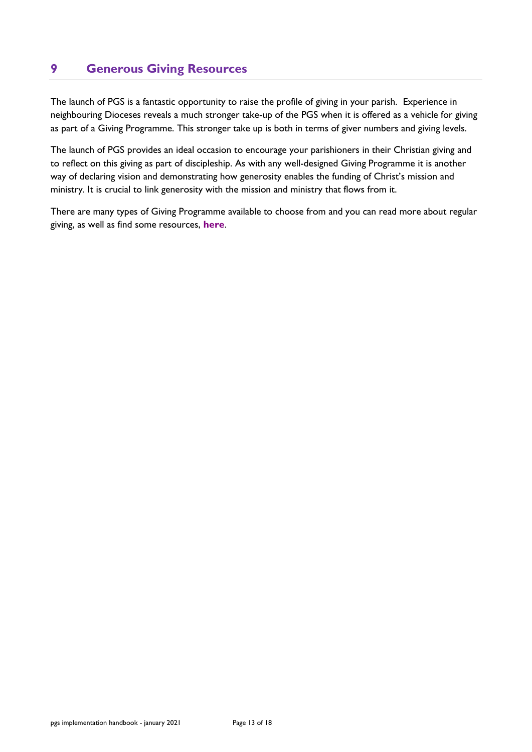## 9 Generous Giving Resources

The launch of PGS is a fantastic opportunity to raise the profile of giving in your parish. Experience in neighbouring Dioceses reveals a much stronger take-up of the PGS when it is offered as a vehicle for giving as part of a Giving Programme. This stronger take up is both in terms of giver numbers and giving levels.

The launch of PGS provides an ideal occasion to encourage your parishioners in their Christian giving and to reflect on this giving as part of discipleship. As with any well-designed Giving Programme it is another way of declaring vision and demonstrating how generosity enables the funding of Christ's mission and ministry. It is crucial to link generosity with the mission and ministry that flows from it.

There are many types of Giving Programme available to choose from and you can read more about regular giving, as well as find some resources, **here**.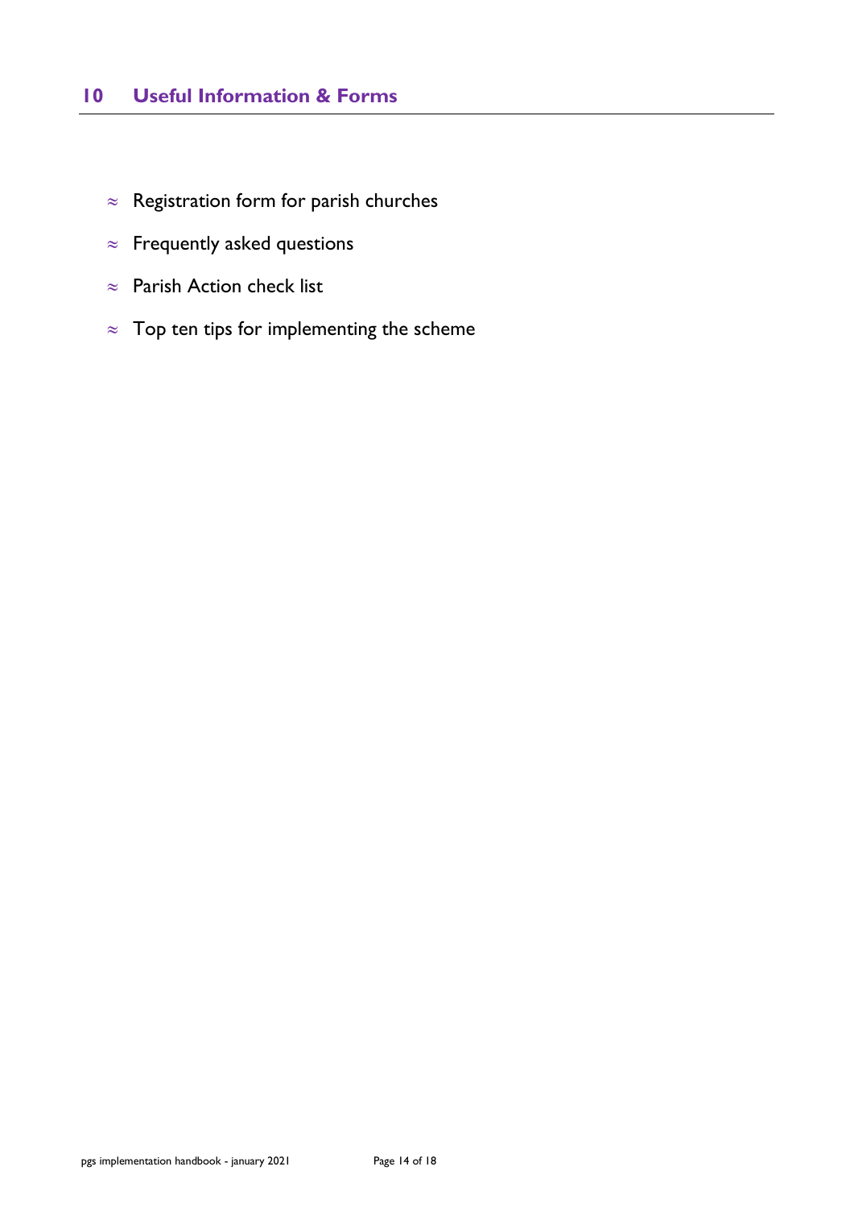## 10 Useful Information & Forms

- Registration form for parish churches
- Frequently asked questions
- Parish Action check list
- Top ten tips for implementing the scheme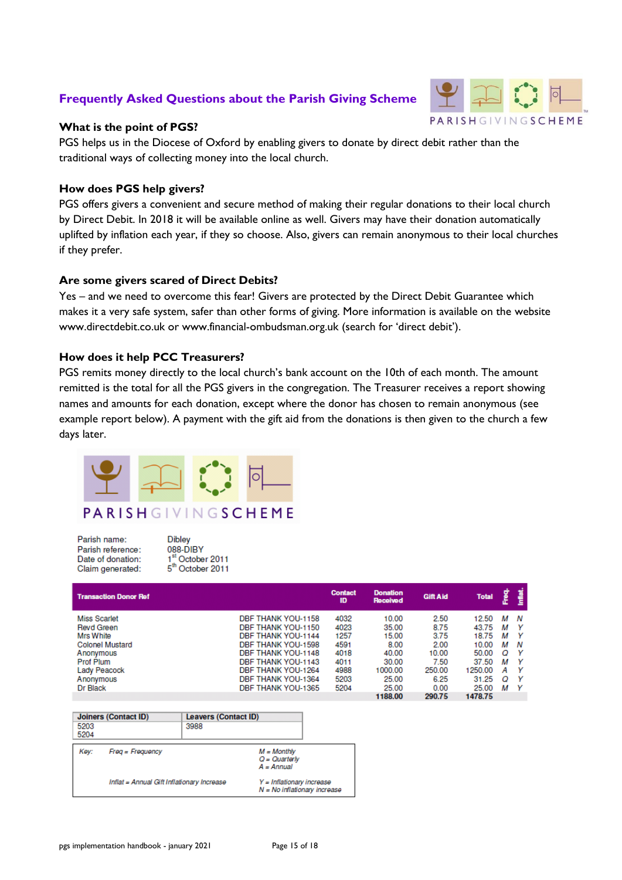# Frequently Asked Questions about the Parish Giving Scheme

PARISHGIVINGSCHEME

### What is the point of PGS?

PGS helps us in the Diocese of Oxford by enabling givers to donate by direct debit rather than the traditional ways of collecting money into the local church.

### How does PGS help givers?

PGS offers givers a convenient and secure method of making their regular donations to their local church by Direct Debit. In 2018 it will be available online as well. Givers may have their donation automatically uplifted by inflation each year, if they so choose. Also, givers can remain anonymous to their local churches if they prefer.

### Are some givers scared of Direct Debits?

Yes – and we need to overcome this fear! Givers are protected by the Direct Debit Guarantee which makes it a very safe system, safer than other forms of giving. More information is available on the website www.directdebit.co.uk or www.financial-ombudsman.org.uk (search for 'direct debit').

### How does it help PCC Treasurers?

PGS remits money directly to the local church's bank account on the 10th of each month. The amount remitted is the total for all the PGS givers in the congregation. The Treasurer receives a report showing names and amounts for each donation, except where the donor has chosen to remain anonymous (see example report below). A payment with the gift aid from the donations is then given to the church a few days later.

PARISHGIVINGSCHEME

Parish name: Dibley
Parish reference: 088-DIBY
Date of donation: 1st October 2011
Claim generated: 5th October 2011

| Transaction Donor Ref | | Contact ID | Donation Received | Gift Aid | Total | Freq. | Inflat. |
|---|---|---|---|---|---|---|---|
| Miss Scarlet | DBF THANK YOU-1158 | 4032 | 10.00 | 2.50 | 12.50 | M | N |
| Revd Green | DBF THANK YOU-1150 | 4023 | 35.00 | 8.75 | 43.75 | M | Y |
| Mrs White | DBF THANK YOU-1144 | 1257 | 15.00 | 3.75 | 18.75 | M | Y |
| Colonel Mustard | DBF THANK YOU-1598 | 4591 | 8.00 | 2.00 | 10.00 | M | N |
| Anonymous | DBF THANK YOU-1148 | 4018 | 40.00 | 10.00 | 50.00 | Q | Y |
| Prof Plum | DBF THANK YOU-1143 | 4011 | 30.00 | 7.50 | 37.50 | M | Y |
| Lady Peacock | DBF THANK YOU-1264 | 4988 | 1000.00 | 250.00 | 1250.00 | A | Y |
| Anonymous | DBF THANK YOU-1364 | 5203 | 25.00 | 6.25 | 31.25 | Q | Y |
| Dr Black | DBF THANK YOU-1365 | 5204 | 25.00 | 0.00 | 25.00 | M | Y |
| | | | 1188.00 | 290.75 | 1478.75 | | |

| Joiners (Contact ID) | Leavers (Contact ID) |
|---|---|
| 5203<br>5204 | 3988 |

| Key: | | |
|---|---|---|
| | Freq = Frequency | M = Monthly<br>Q = Quarterly<br>A = Annual |
| | Inflat = Annual Gift Inflationary Increase | Y = Inflationary increase<br>N = No inflationary increase |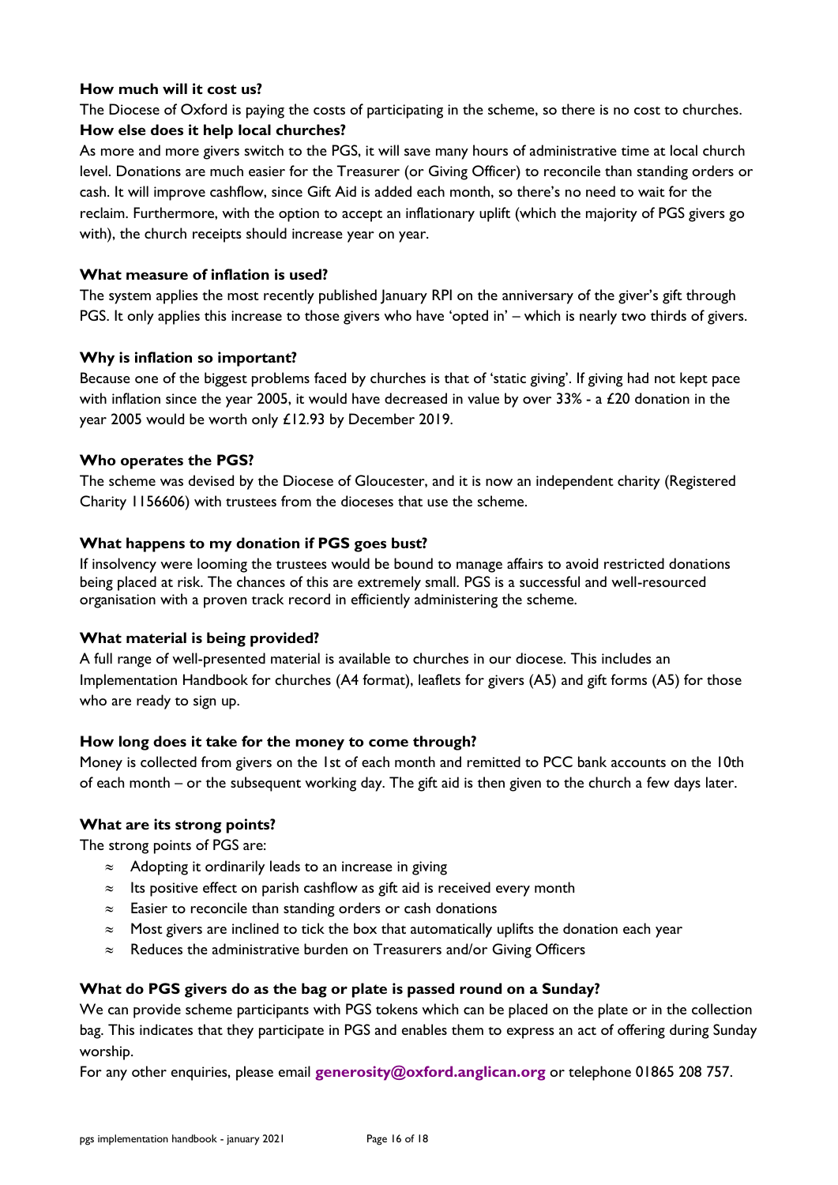**How much will it cost us?**

The Diocese of Oxford is paying the costs of participating in the scheme, so there is no cost to churches.

**How else does it help local churches?**

As more and more givers switch to the PGS, it will save many hours of administrative time at local church level. Donations are much easier for the Treasurer (or Giving Officer) to reconcile than standing orders or cash. It will improve cashflow, since Gift Aid is added each month, so there's no need to wait for the reclaim. Furthermore, with the option to accept an inflationary uplift (which the majority of PGS givers go with), the church receipts should increase year on year.

**What measure of inflation is used?**

The system applies the most recently published January RPI on the anniversary of the giver's gift through PGS. It only applies this increase to those givers who have 'opted in' – which is nearly two thirds of givers.

**Why is inflation so important?**

Because one of the biggest problems faced by churches is that of 'static giving'. If giving had not kept pace with inflation since the year 2005, it would have decreased in value by over 33% - a £20 donation in the year 2005 would be worth only £12.93 by December 2019.

**Who operates the PGS?**

The scheme was devised by the Diocese of Gloucester, and it is now an independent charity (Registered Charity 1156606) with trustees from the dioceses that use the scheme.

**What happens to my donation if PGS goes bust?**

If insolvency were looming the trustees would be bound to manage affairs to avoid restricted donations being placed at risk. The chances of this are extremely small. PGS is a successful and well-resourced organisation with a proven track record in efficiently administering the scheme.

**What material is being provided?**

A full range of well-presented material is available to churches in our diocese. This includes an Implementation Handbook for churches (A4 format), leaflets for givers (A5) and gift forms (A5) for those who are ready to sign up.

**How long does it take for the money to come through?**

Money is collected from givers on the 1st of each month and remitted to PCC bank accounts on the 10th of each month – or the subsequent working day. The gift aid is then given to the church a few days later.

**What are its strong points?**

The strong points of PGS are:

- Adopting it ordinarily leads to an increase in giving
- Its positive effect on parish cashflow as gift aid is received every month
- Easier to reconcile than standing orders or cash donations
- Most givers are inclined to tick the box that automatically uplifts the donation each year
- Reduces the administrative burden on Treasurers and/or Giving Officers

**What do PGS givers do as the bag or plate is passed round on a Sunday?**

We can provide scheme participants with PGS tokens which can be placed on the plate or in the collection bag. This indicates that they participate in PGS and enables them to express an act of offering during Sunday worship.

For any other enquiries, please email **generosity@oxford.anglican.org** or telephone 01865 208 757.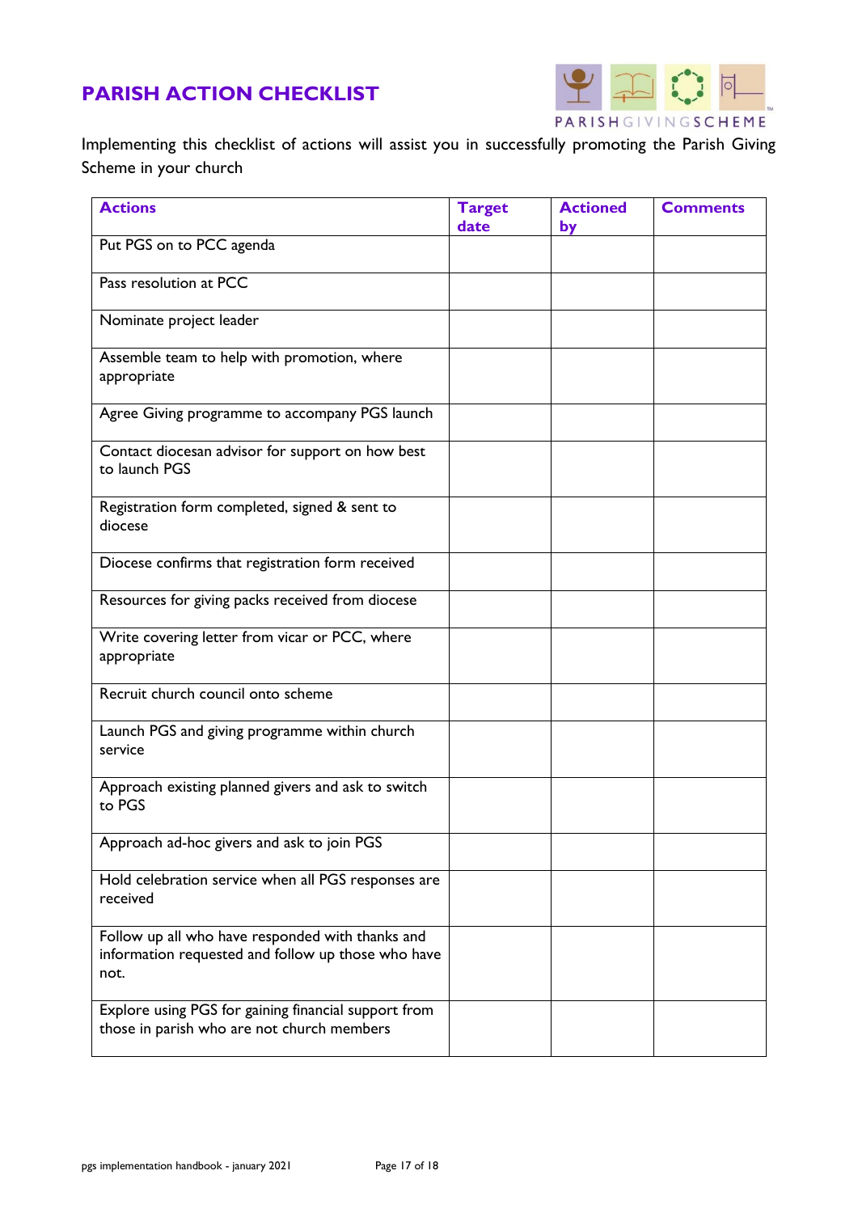# PARISH ACTION CHECKLIST

PARISHGIVINGSCHEME

Implementing this checklist of actions will assist you in successfully promoting the Parish Giving Scheme in your church

| Actions | Target date | Actioned by | Comments |
|---|---|---|---|
| Put PGS on to PCC agenda | | | |
| Pass resolution at PCC | | | |
| Nominate project leader | | | |
| Assemble team to help with promotion, where appropriate | | | |
| Agree Giving programme to accompany PGS launch | | | |
| Contact diocesan advisor for support on how best to launch PGS | | | |
| Registration form completed, signed & sent to diocese | | | |
| Diocese confirms that registration form received | | | |
| Resources for giving packs received from diocese | | | |
| Write covering letter from vicar or PCC, where appropriate | | | |
| Recruit church council onto scheme | | | |
| Launch PGS and giving programme within church service | | | |
| Approach existing planned givers and ask to switch to PGS | | | |
| Approach ad-hoc givers and ask to join PGS | | | |
| Hold celebration service when all PGS responses are received | | | |
| Follow up all who have responded with thanks and information requested and follow up those who have not. | | | |
| Explore using PGS for gaining financial support from those in parish who are not church members | | | |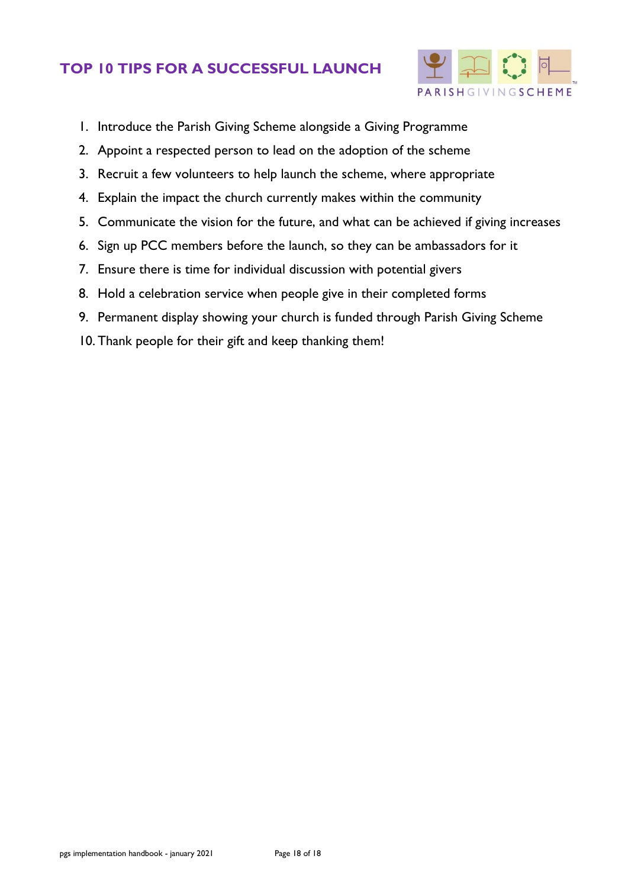# TOP 10 TIPS FOR A SUCCESSFUL LAUNCH

1. Introduce the Parish Giving Scheme alongside a Giving Programme
2. Appoint a respected person to lead on the adoption of the scheme
3. Recruit a few volunteers to help launch the scheme, where appropriate
4. Explain the impact the church currently makes within the community
5. Communicate the vision for the future, and what can be achieved if giving increases
6. Sign up PCC members before the launch, so they can be ambassadors for it
7. Ensure there is time for individual discussion with potential givers
8. Hold a celebration service when people give in their completed forms
9. Permanent display showing your church is funded through Parish Giving Scheme
10. Thank people for their gift and keep thanking them!